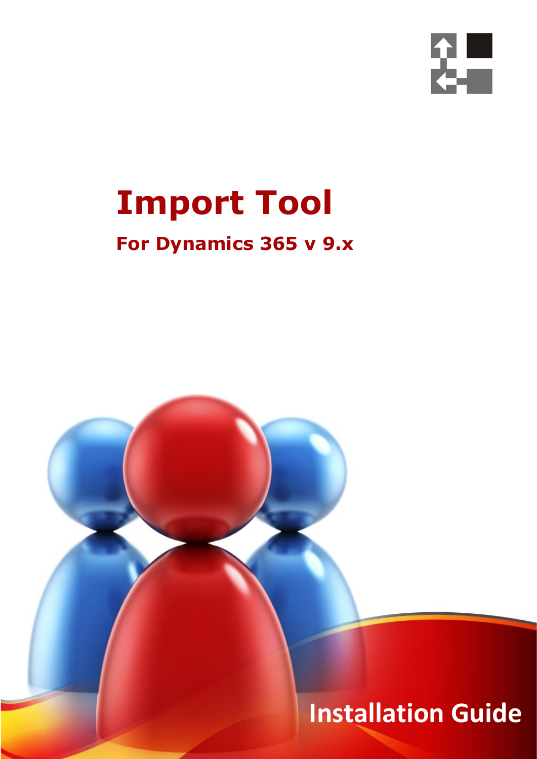# Import Tool

## For Dynamics 365 v 9.x

Installation Guide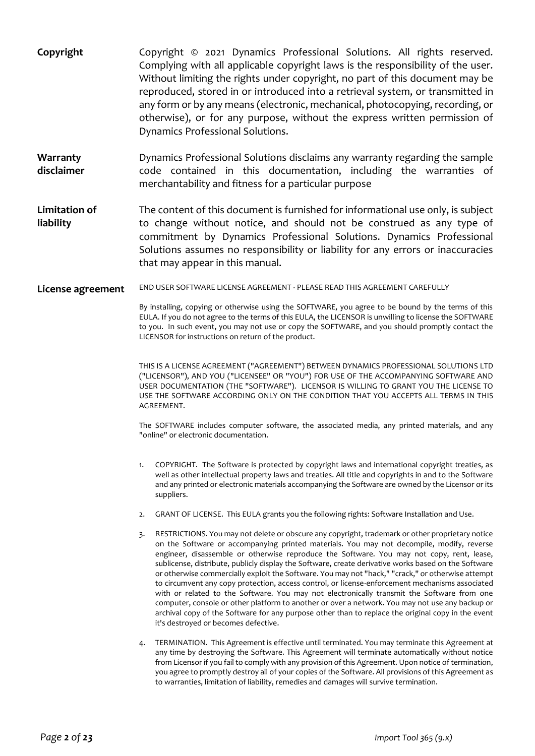**Copyright**

Copyright © 2021 Dynamics Professional Solutions. All rights reserved. Complying with all applicable copyright laws is the responsibility of the user. Without limiting the rights under copyright, no part of this document may be reproduced, stored in or introduced into a retrieval system, or transmitted in any form or by any means (electronic, mechanical, photocopying, recording, or otherwise), or for any purpose, without the express written permission of Dynamics Professional Solutions.

**Warranty disclaimer**

Dynamics Professional Solutions disclaims any warranty regarding the sample code contained in this documentation, including the warranties of merchantability and fitness for a particular purpose

**Limitation of liability**

The content of this document is furnished for informational use only, is subject to change without notice, and should not be construed as any type of commitment by Dynamics Professional Solutions. Dynamics Professional Solutions assumes no responsibility or liability for any errors or inaccuracies that may appear in this manual.

**License agreement**

END USER SOFTWARE LICENSE AGREEMENT - PLEASE READ THIS AGREEMENT CAREFULLY

By installing, copying or otherwise using the SOFTWARE, you agree to be bound by the terms of this EULA. If you do not agree to the terms of this EULA, the LICENSOR is unwilling to license the SOFTWARE to you. In such event, you may not use or copy the SOFTWARE, and you should promptly contact the LICENSOR for instructions on return of the product.

THIS IS A LICENSE AGREEMENT ("AGREEMENT") BETWEEN DYNAMICS PROFESSIONAL SOLUTIONS LTD ("LICENSOR"), AND YOU ("LICENSEE" OR "YOU") FOR USE OF THE ACCOMPANYING SOFTWARE AND USER DOCUMENTATION (THE "SOFTWARE"). LICENSOR IS WILLING TO GRANT YOU THE LICENSE TO USE THE SOFTWARE ACCORDING ONLY ON THE CONDITION THAT YOU ACCEPTS ALL TERMS IN THIS AGREEMENT.

The SOFTWARE includes computer software, the associated media, any printed materials, and any "online" or electronic documentation.

1. COPYRIGHT. The Software is protected by copyright laws and international copyright treaties, as well as other intellectual property laws and treaties. All title and copyrights in and to the Software and any printed or electronic materials accompanying the Software are owned by the Licensor or its suppliers.
2. GRANT OF LICENSE. This EULA grants you the following rights: Software Installation and Use.
3. RESTRICTIONS. You may not delete or obscure any copyright, trademark or other proprietary notice on the Software or accompanying printed materials. You may not decompile, modify, reverse engineer, disassemble or otherwise reproduce the Software. You may not copy, rent, lease, sublicense, distribute, publicly display the Software, create derivative works based on the Software or otherwise commercially exploit the Software. You may not "hack," "crack," or otherwise attempt to circumvent any copy protection, access control, or license-enforcement mechanisms associated with or related to the Software. You may not electronically transmit the Software from one computer, console or other platform to another or over a network. You may not use any backup or archival copy of the Software for any purpose other than to replace the original copy in the event it's destroyed or becomes defective.
4. TERMINATION. This Agreement is effective until terminated. You may terminate this Agreement at any time by destroying the Software. This Agreement will terminate automatically without notice from Licensor if you fail to comply with any provision of this Agreement. Upon notice of termination, you agree to promptly destroy all of your copies of the Software. All provisions of this Agreement as to warranties, limitation of liability, remedies and damages will survive termination.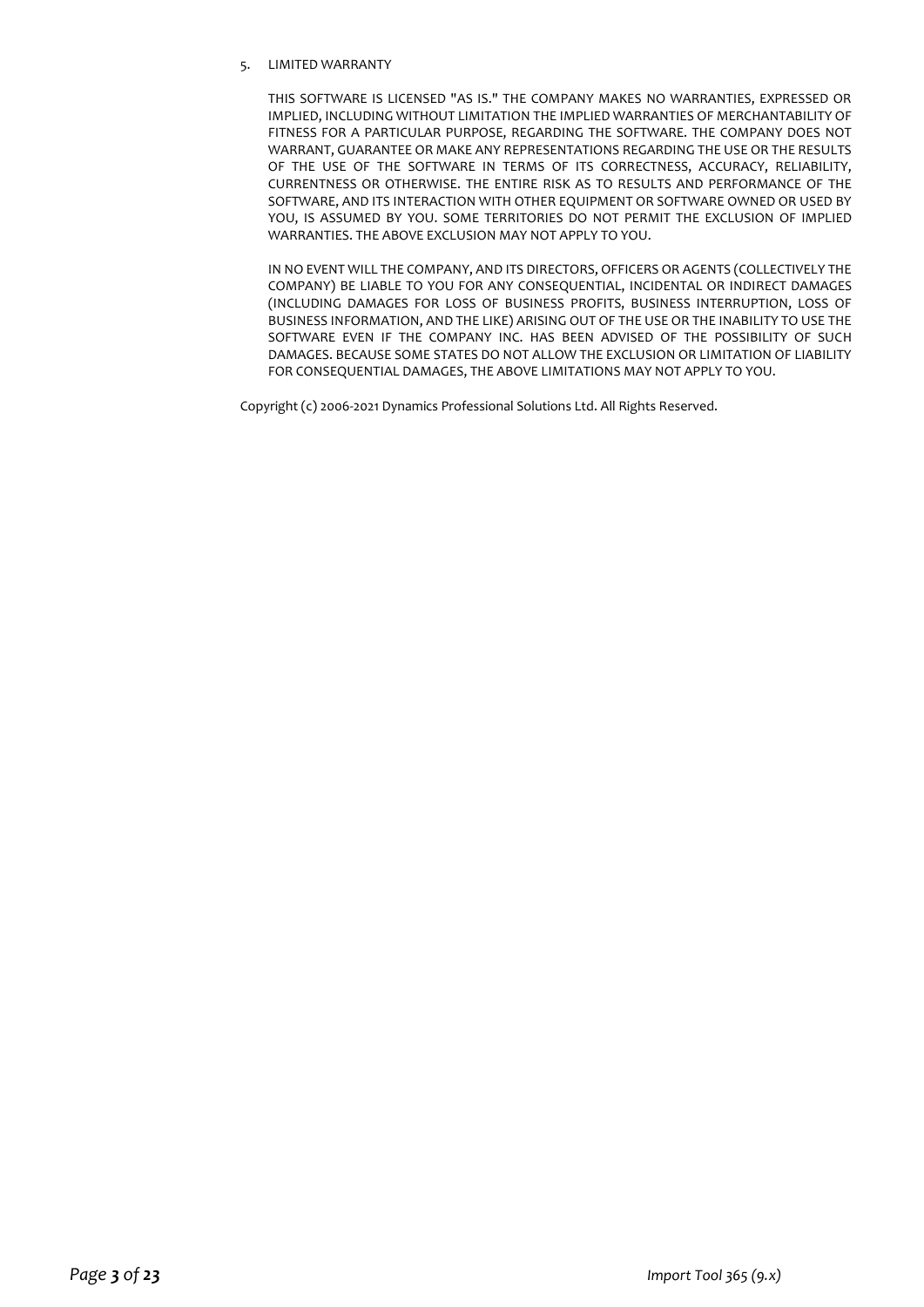5. LIMITED WARRANTY

   THIS SOFTWARE IS LICENSED "AS IS." THE COMPANY MAKES NO WARRANTIES, EXPRESSED OR IMPLIED, INCLUDING WITHOUT LIMITATION THE IMPLIED WARRANTIES OF MERCHANTABILITY OF FITNESS FOR A PARTICULAR PURPOSE, REGARDING THE SOFTWARE. THE COMPANY DOES NOT WARRANT, GUARANTEE OR MAKE ANY REPRESENTATIONS REGARDING THE USE OR THE RESULTS OF THE USE OF THE SOFTWARE IN TERMS OF ITS CORRECTNESS, ACCURACY, RELIABILITY, CURRENTNESS OR OTHERWISE. THE ENTIRE RISK AS TO RESULTS AND PERFORMANCE OF THE SOFTWARE, AND ITS INTERACTION WITH OTHER EQUIPMENT OR SOFTWARE OWNED OR USED BY YOU, IS ASSUMED BY YOU. SOME TERRITORIES DO NOT PERMIT THE EXCLUSION OF IMPLIED WARRANTIES. THE ABOVE EXCLUSION MAY NOT APPLY TO YOU.

   IN NO EVENT WILL THE COMPANY, AND ITS DIRECTORS, OFFICERS OR AGENTS (COLLECTIVELY THE COMPANY) BE LIABLE TO YOU FOR ANY CONSEQUENTIAL, INCIDENTAL OR INDIRECT DAMAGES (INCLUDING DAMAGES FOR LOSS OF BUSINESS PROFITS, BUSINESS INTERRUPTION, LOSS OF BUSINESS INFORMATION, AND THE LIKE) ARISING OUT OF THE USE OR THE INABILITY TO USE THE SOFTWARE EVEN IF THE COMPANY INC. HAS BEEN ADVISED OF THE POSSIBILITY OF SUCH DAMAGES. BECAUSE SOME STATES DO NOT ALLOW THE EXCLUSION OR LIMITATION OF LIABILITY FOR CONSEQUENTIAL DAMAGES, THE ABOVE LIMITATIONS MAY NOT APPLY TO YOU.

Copyright (c) 2006-2021 Dynamics Professional Solutions Ltd. All Rights Reserved.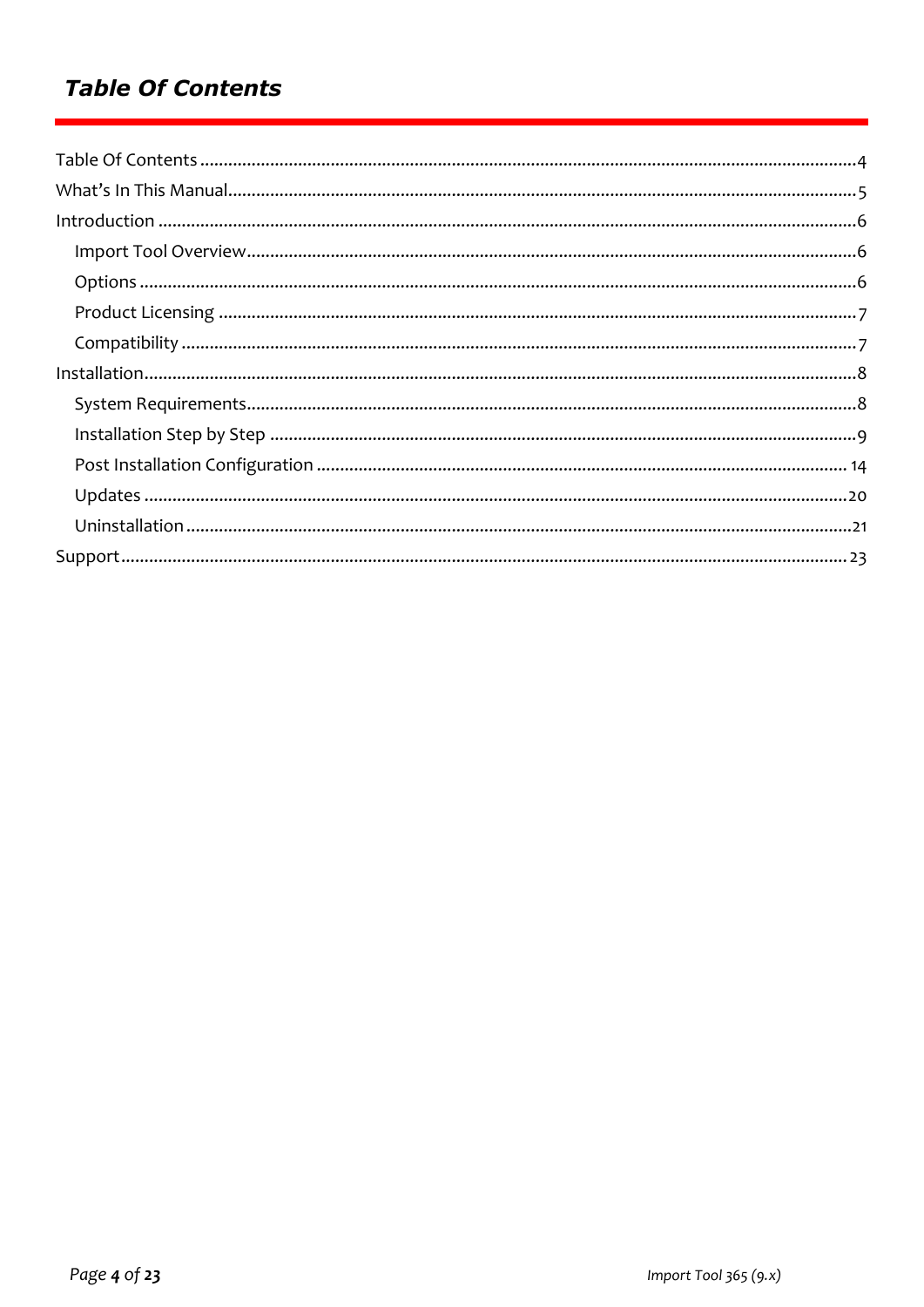# *Table Of Contents*

Table Of Contents ..... 4
What's In This Manual ..... 5
Introduction ..... 6
- Import Tool Overview ..... 6
- Options ..... 6
- Product Licensing ..... 7
- Compatibility ..... 7

Installation ..... 8
- System Requirements ..... 8
- Installation Step by Step ..... 9
- Post Installation Configuration ..... 14
- Updates ..... 20
- Uninstallation ..... 21

Support ..... 23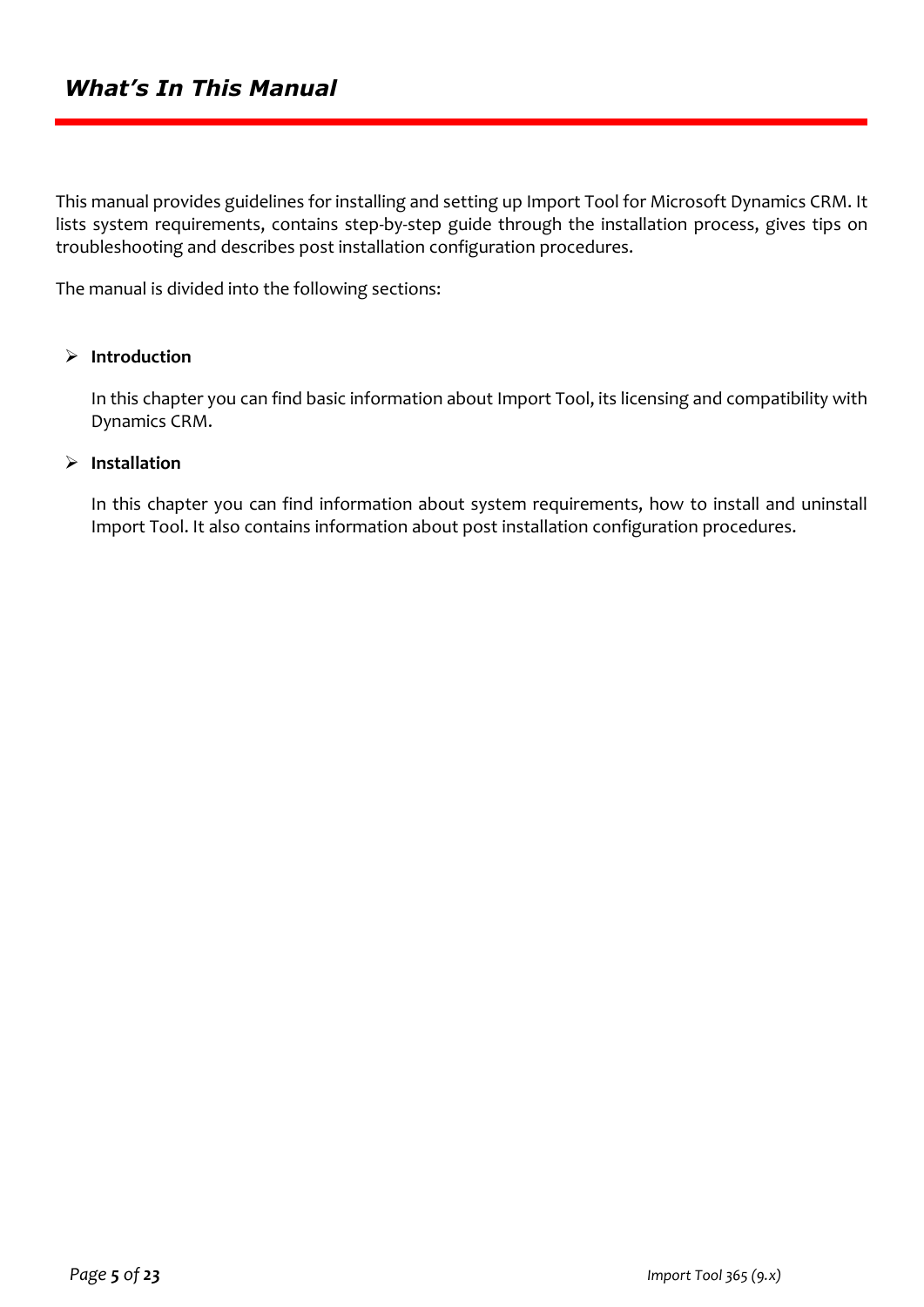# *What's In This Manual*

This manual provides guidelines for installing and setting up Import Tool for Microsoft Dynamics CRM. It lists system requirements, contains step-by-step guide through the installation process, gives tips on troubleshooting and describes post installation configuration procedures.

The manual is divided into the following sections:

- **Introduction**

  In this chapter you can find basic information about Import Tool, its licensing and compatibility with Dynamics CRM.

- **Installation**

  In this chapter you can find information about system requirements, how to install and uninstall Import Tool. It also contains information about post installation configuration procedures.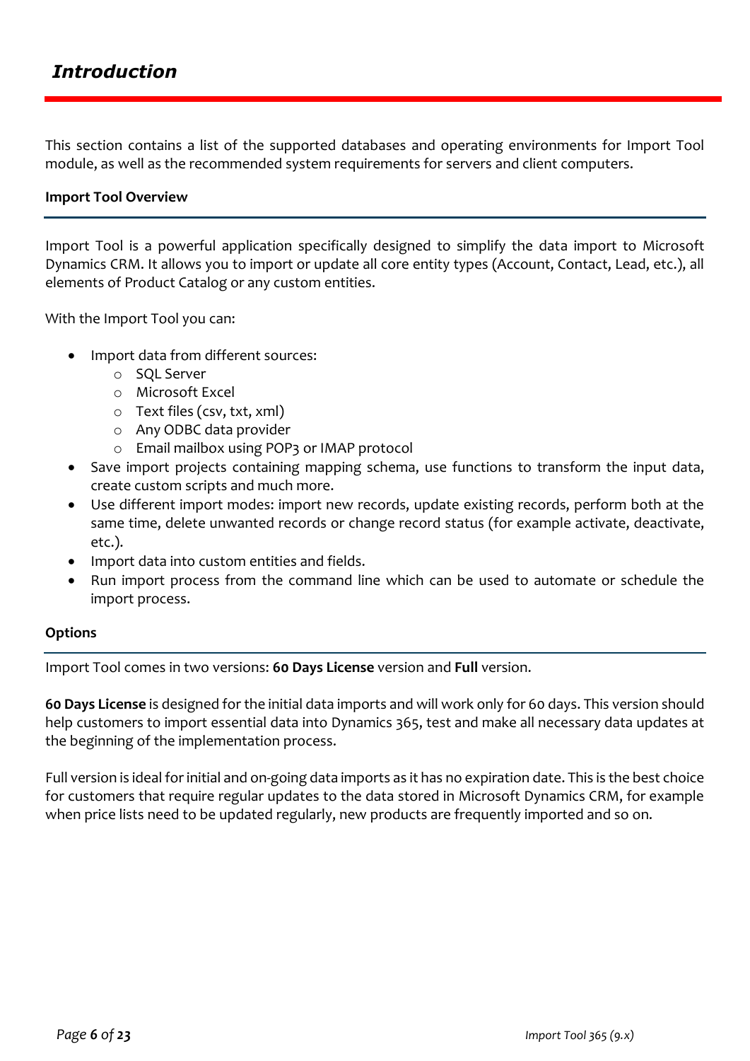# *Introduction*

This section contains a list of the supported databases and operating environments for Import Tool module, as well as the recommended system requirements for servers and client computers.

## Import Tool Overview

Import Tool is a powerful application specifically designed to simplify the data import to Microsoft Dynamics CRM. It allows you to import or update all core entity types (Account, Contact, Lead, etc.), all elements of Product Catalog or any custom entities.

With the Import Tool you can:

- Import data from different sources:
  - SQL Server
  - Microsoft Excel
  - Text files (csv, txt, xml)
  - Any ODBC data provider
  - Email mailbox using POP3 or IMAP protocol
- Save import projects containing mapping schema, use functions to transform the input data, create custom scripts and much more.
- Use different import modes: import new records, update existing records, perform both at the same time, delete unwanted records or change record status (for example activate, deactivate, etc.).
- Import data into custom entities and fields.
- Run import process from the command line which can be used to automate or schedule the import process.

## Options

Import Tool comes in two versions: **60 Days License** version and **Full** version.

**60 Days License** is designed for the initial data imports and will work only for 60 days. This version should help customers to import essential data into Dynamics 365, test and make all necessary data updates at the beginning of the implementation process.

Full version is ideal for initial and on-going data imports as it has no expiration date. This is the best choice for customers that require regular updates to the data stored in Microsoft Dynamics CRM, for example when price lists need to be updated regularly, new products are frequently imported and so on.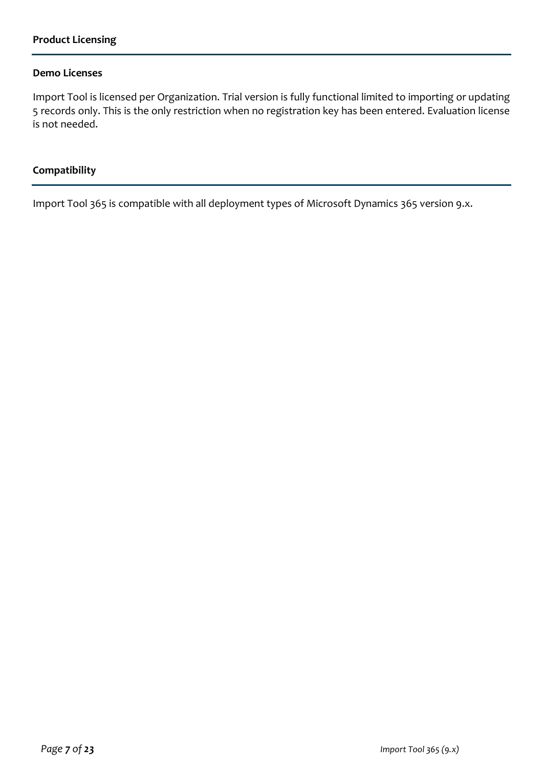## Product Licensing

### Demo Licenses

Import Tool is licensed per Organization. Trial version is fully functional limited to importing or updating 5 records only. This is the only restriction when no registration key has been entered. Evaluation license is not needed.

## Compatibility

Import Tool 365 is compatible with all deployment types of Microsoft Dynamics 365 version 9.x.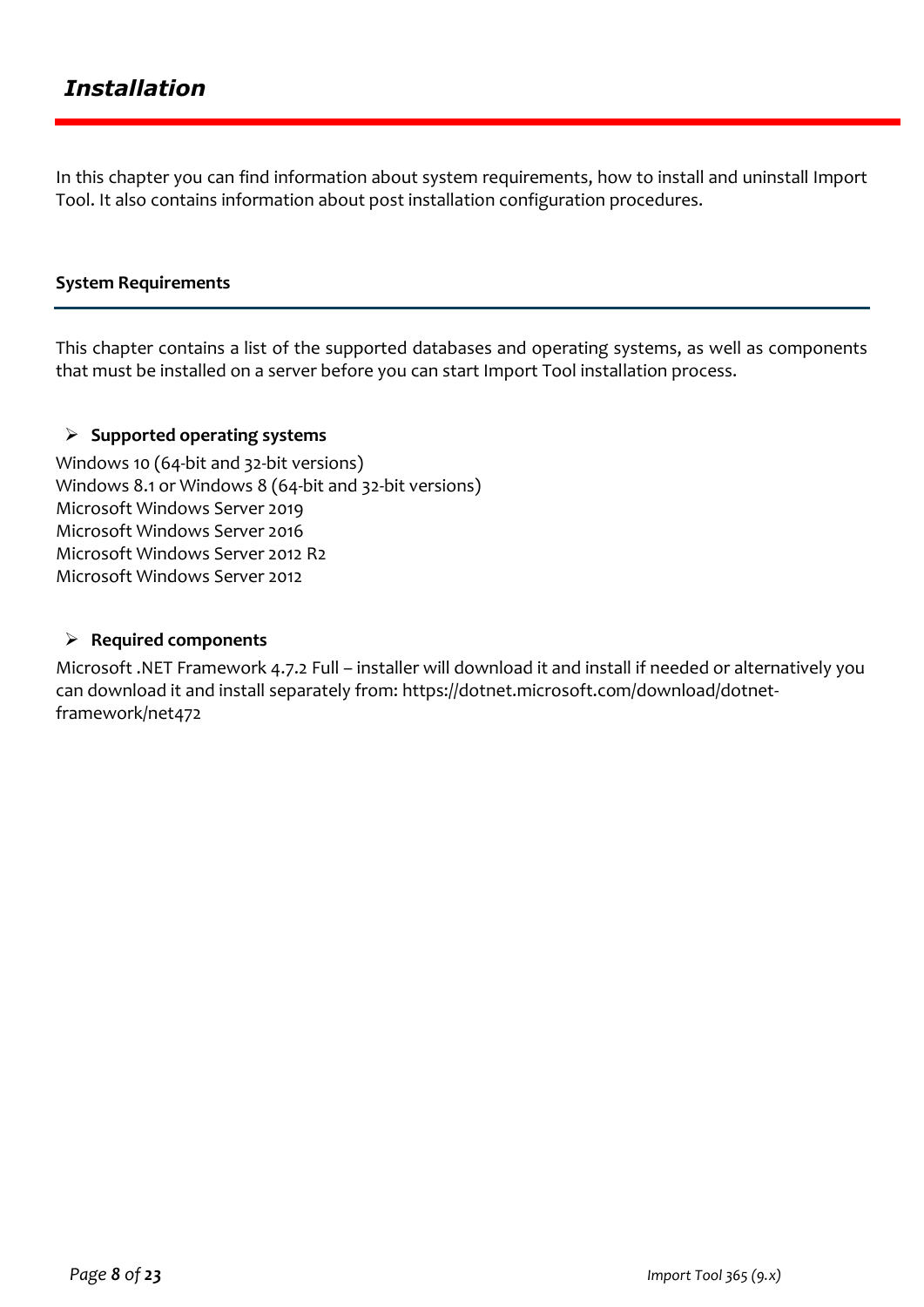# *Installation*

In this chapter you can find information about system requirements, how to install and uninstall Import Tool. It also contains information about post installation configuration procedures.

## System Requirements

This chapter contains a list of the supported databases and operating systems, as well as components that must be installed on a server before you can start Import Tool installation process.

- **Supported operating systems**

Windows 10 (64-bit and 32-bit versions)
Windows 8.1 or Windows 8 (64-bit and 32-bit versions)
Microsoft Windows Server 2019
Microsoft Windows Server 2016
Microsoft Windows Server 2012 R2
Microsoft Windows Server 2012

- **Required components**

Microsoft .NET Framework 4.7.2 Full – installer will download it and install if needed or alternatively you can download it and install separately from: https://dotnet.microsoft.com/download/dotnet-framework/net472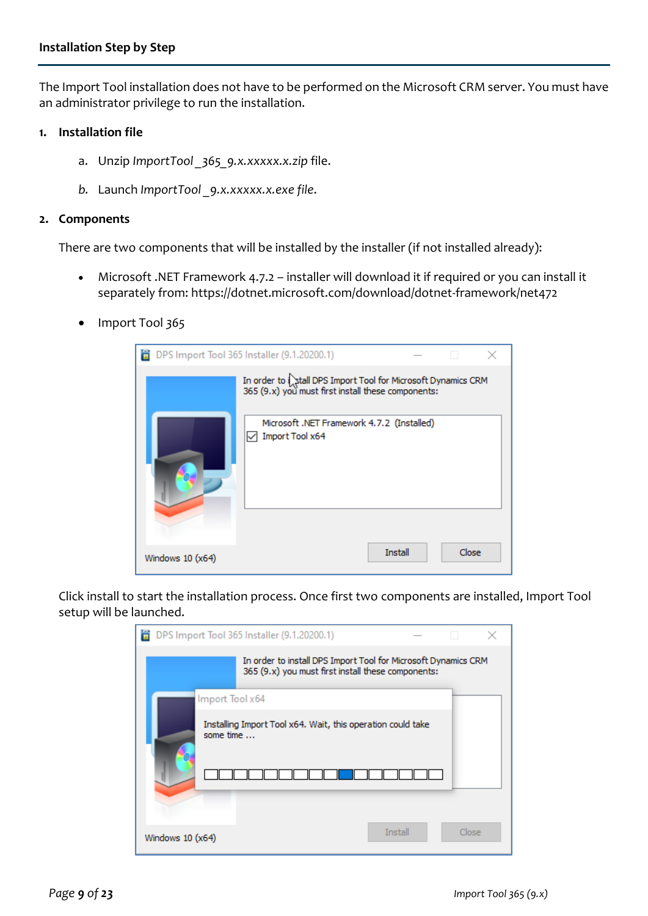## Installation Step by Step

The Import Tool installation does not have to be performed on the Microsoft CRM server. You must have an administrator privilege to run the installation.

1. **Installation file**

   a. Unzip *ImportTool_365_9.x.xxxxx.x.zip* file.

   *b.* Launch *ImportTool_9.x.xxxxx.x.exe file.*

2. **Components**

   There are two components that will be installed by the installer (if not installed already):

   - Microsoft .NET Framework 4.7.2 – installer will download it if required or you can install it separately from: https://dotnet.microsoft.com/download/dotnet-framework/net472
   - Import Tool 365

   Click install to start the installation process. Once first two components are installed, Import Tool setup will be launched.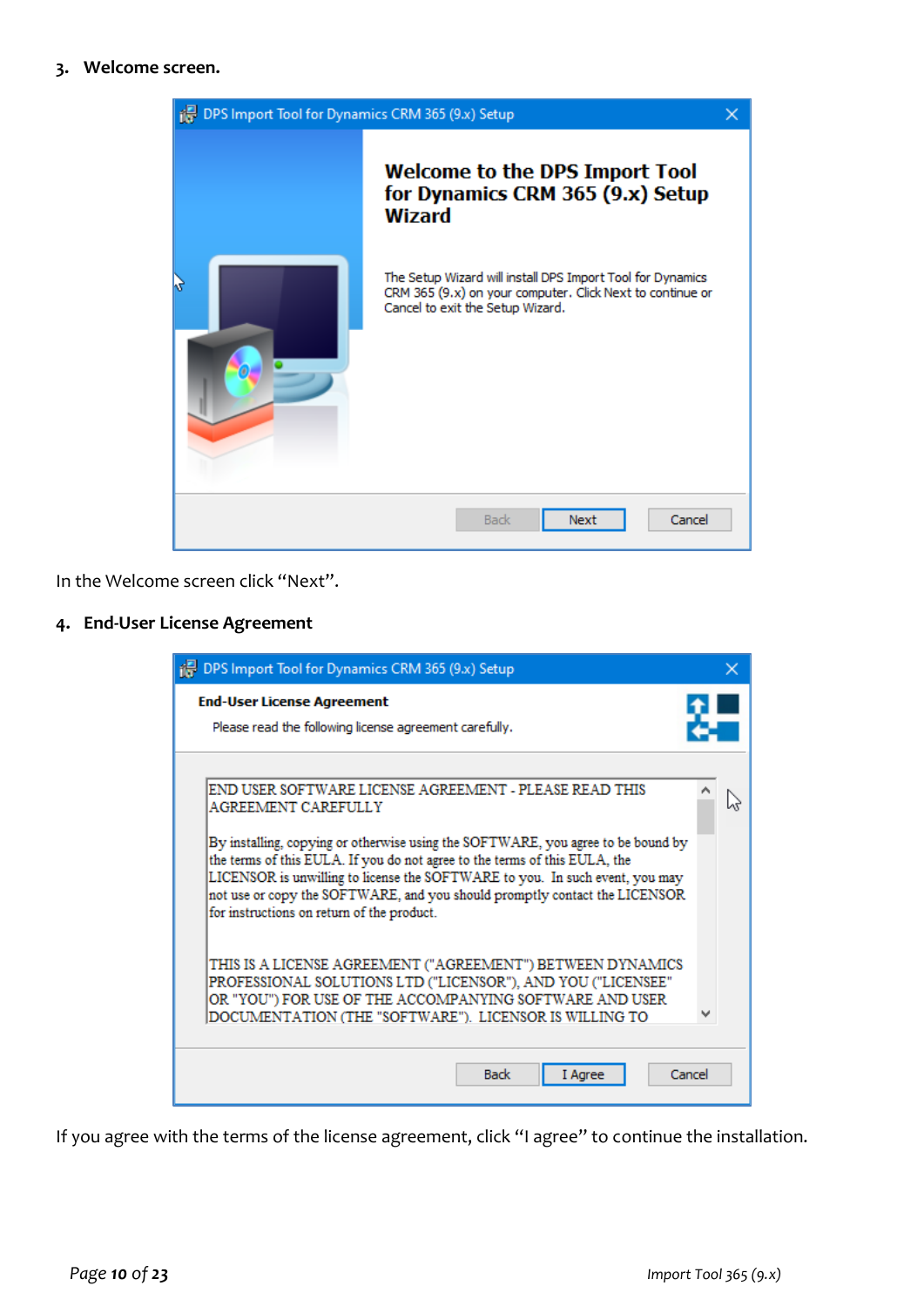3. **Welcome screen.**

In the Welcome screen click "Next".

4. **End-User License Agreement**

If you agree with the terms of the license agreement, click "I agree" to continue the installation.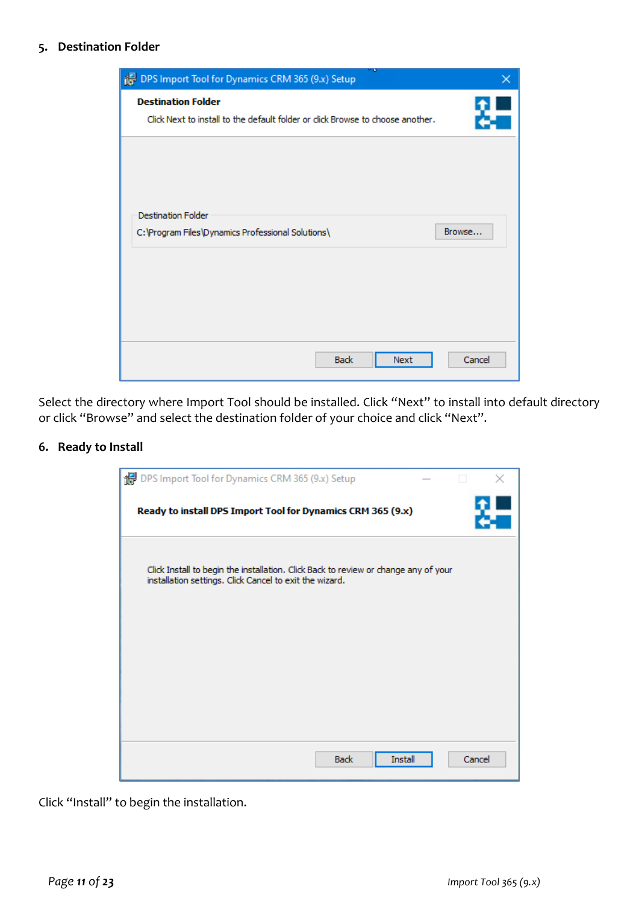5. **Destination Folder**

Select the directory where Import Tool should be installed. Click “Next” to install into default directory or click “Browse” and select the destination folder of your choice and click “Next”.

6. **Ready to Install**

Click “Install” to begin the installation.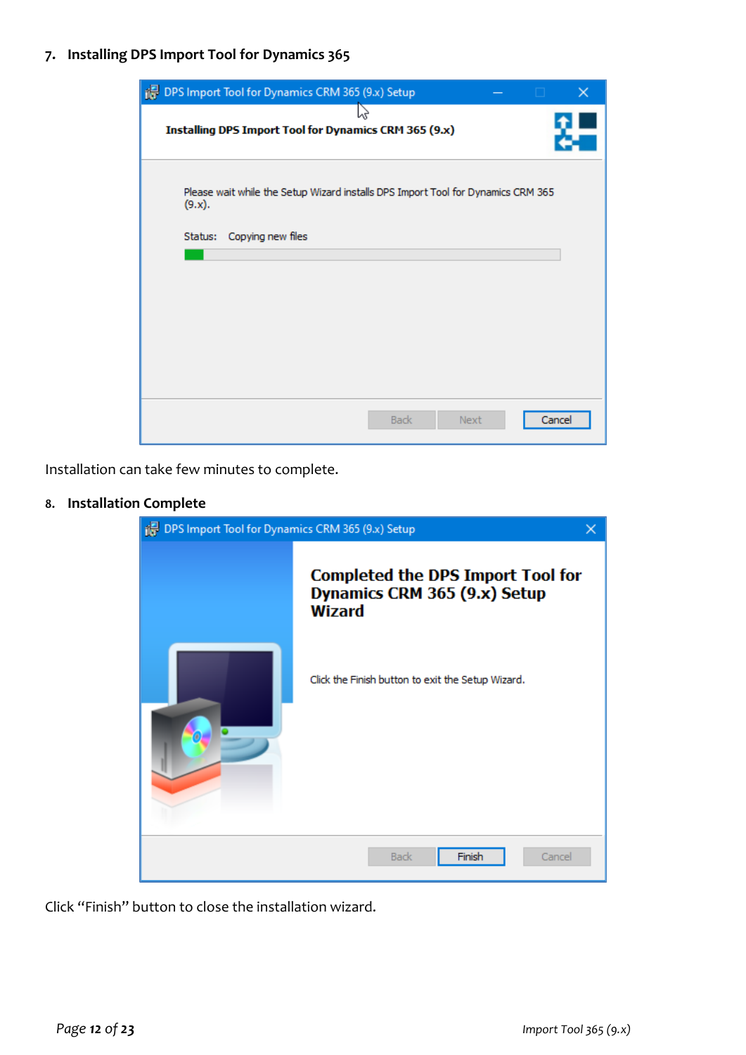## 7. Installing DPS Import Tool for Dynamics 365

Installation can take few minutes to complete.

## 8. Installation Complete

Click “Finish” button to close the installation wizard.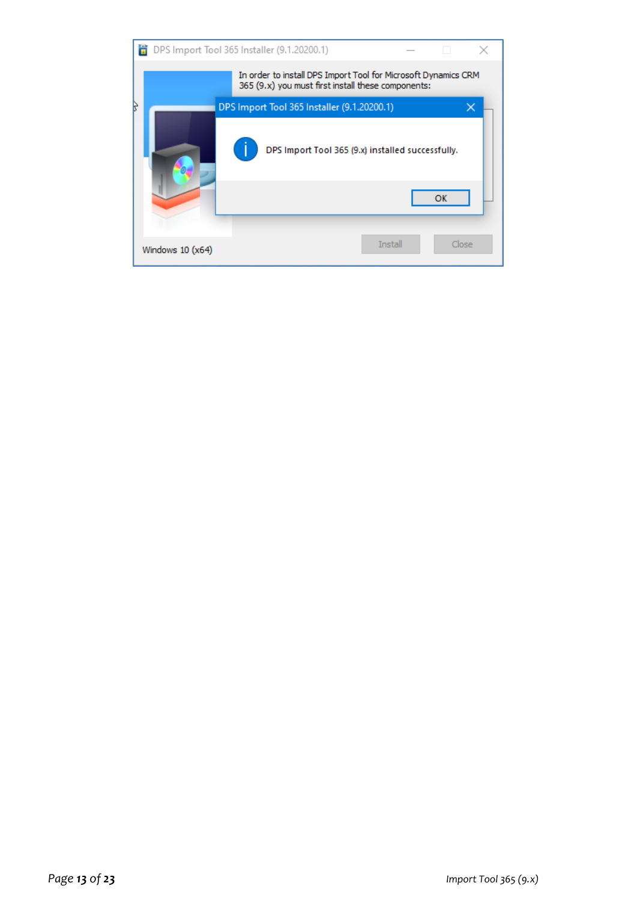DPS Import Tool 365 Installer (9.1.20200.1)

In order to install DPS Import Tool for Microsoft Dynamics CRM 365 (9.x) you must first install these components:

DPS Import Tool 365 Installer (9.1.20200.1)

DPS Import Tool 365 (9.x) installed successfully.

OK

Windows 10 (x64)

Install

Close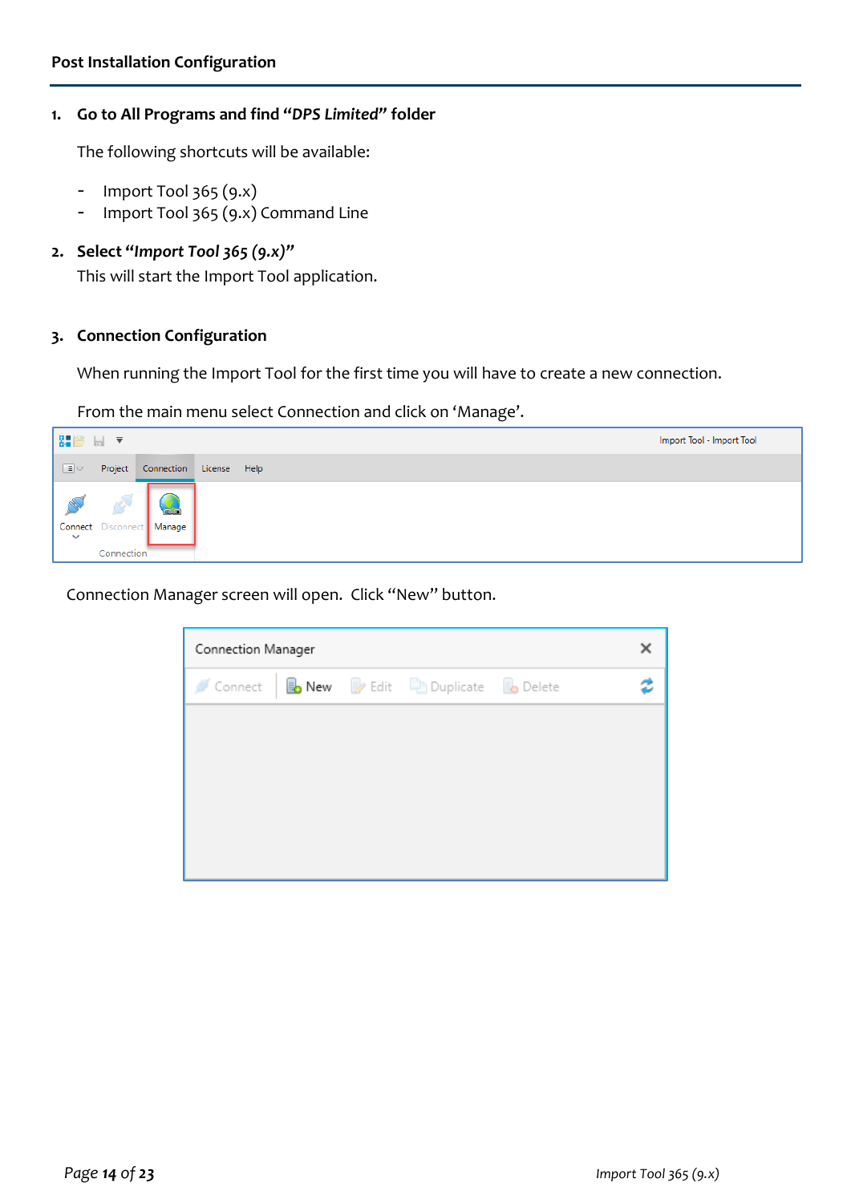## Post Installation Configuration

1. **Go to All Programs and find "*DPS Limited*" folder**

   The following shortcuts will be available:

   - Import Tool 365 (9.x)
   - Import Tool 365 (9.x) Command Line

2. **Select "*Import Tool 365 (9.x)*"**

   This will start the Import Tool application.

3. **Connection Configuration**

   When running the Import Tool for the first time you will have to create a new connection.

   From the main menu select Connection and click on 'Manage'.

   Connection Manager screen will open. Click "New" button.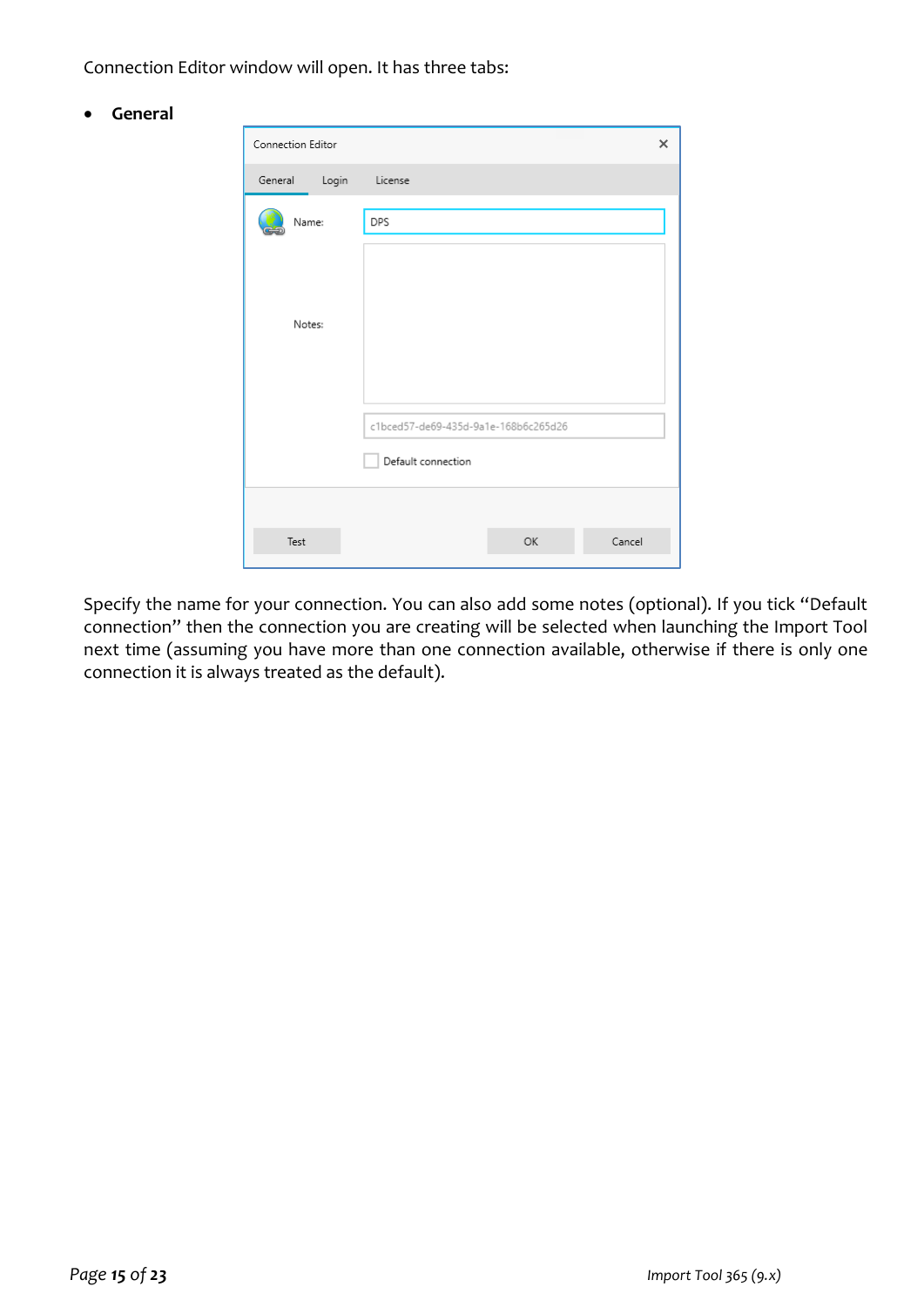Connection Editor window will open. It has three tabs:

- **General**

Specify the name for your connection. You can also add some notes (optional). If you tick "Default connection" then the connection you are creating will be selected when launching the Import Tool next time (assuming you have more than one connection available, otherwise if there is only one connection it is always treated as the default).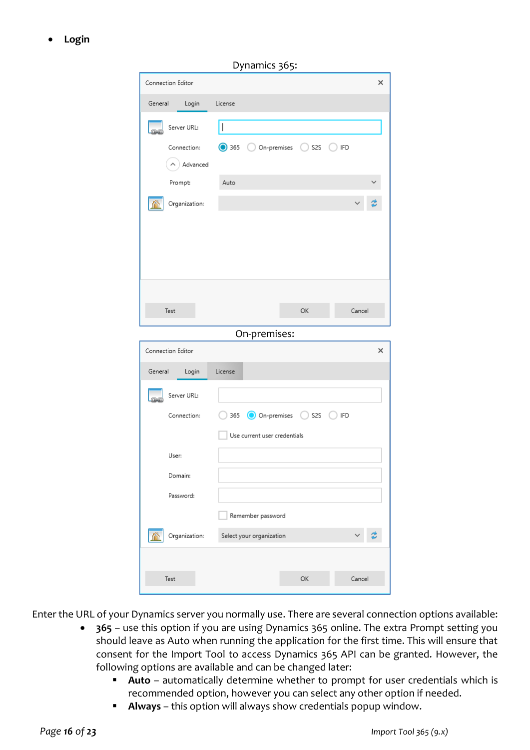- **Login**

Dynamics 365:

Connection Editor

General | Login | License

Server URL:

Connection: 365 | On-premises | S2S | IFD

Advanced

Prompt: Auto

Organization:

Test | OK | Cancel

On-premises:

Connection Editor

General | Login | License

Server URL:

Connection: 365 | On-premises | S2S | IFD

Use current user credentials

User:

Domain:

Password:

Remember password

Organization: Select your organization

Test | OK | Cancel

Enter the URL of your Dynamics server you normally use. There are several connection options available:

- **365** – use this option if you are using Dynamics 365 online. The extra Prompt setting you should leave as Auto when running the application for the first time. This will ensure that consent for the Import Tool to access Dynamics 365 API can be granted. However, the following options are available and can be changed later:
  - **Auto** – automatically determine whether to prompt for user credentials which is recommended option, however you can select any other option if needed.
  - **Always** – this option will always show credentials popup window.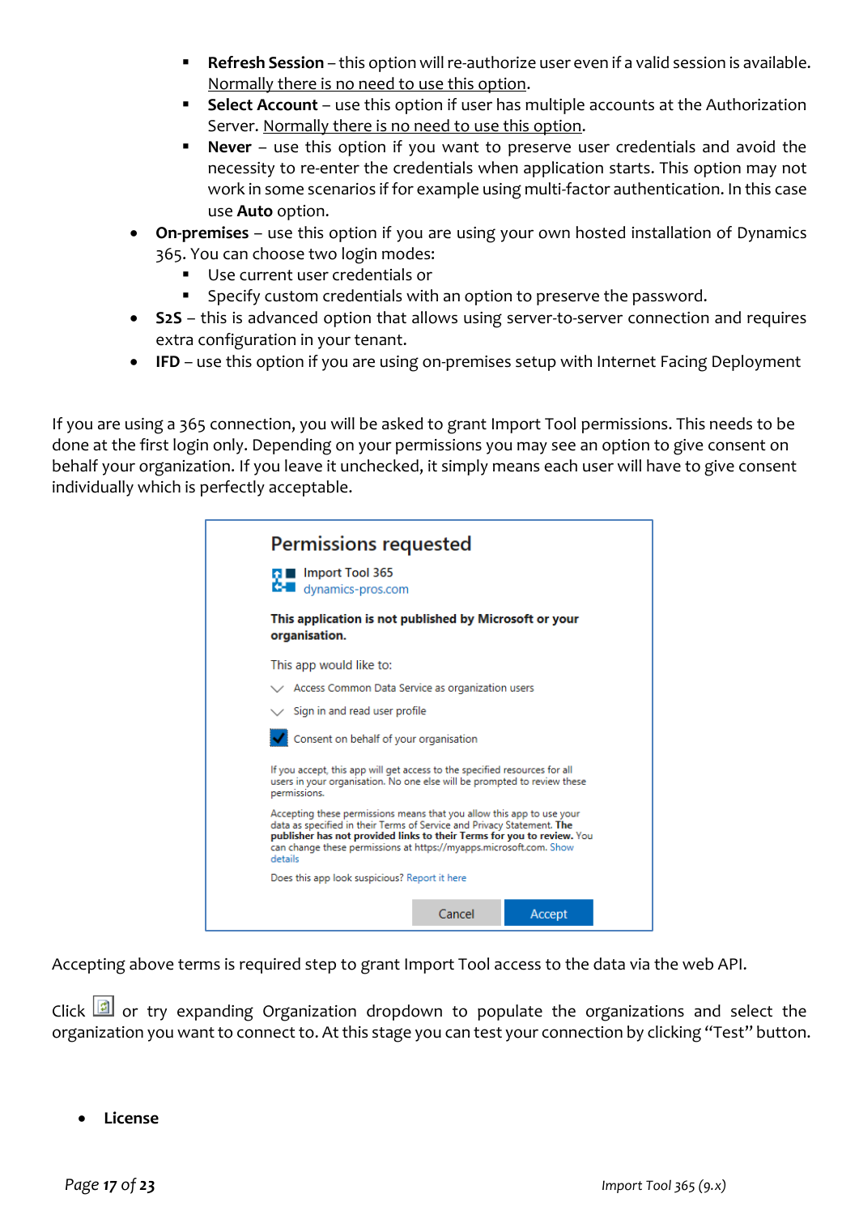- **Refresh Session** – this option will re-authorize user even if a valid session is available. Normally there is no need to use this option.
    - **Select Account** – use this option if user has multiple accounts at the Authorization Server. Normally there is no need to use this option.
    - **Never** – use this option if you want to preserve user credentials and avoid the necessity to re-enter the credentials when application starts. This option may not work in some scenarios if for example using multi-factor authentication. In this case use **Auto** option.
- **On-premises** – use this option if you are using your own hosted installation of Dynamics 365. You can choose two login modes:
    - Use current user credentials or
    - Specify custom credentials with an option to preserve the password.
- **S2S** – this is advanced option that allows using server-to-server connection and requires extra configuration in your tenant.
- **IFD** – use this option if you are using on-premises setup with Internet Facing Deployment

If you are using a 365 connection, you will be asked to grant Import Tool permissions. This needs to be done at the first login only. Depending on your permissions you may see an option to give consent on behalf your organization. If you leave it unchecked, it simply means each user will have to give consent individually which is perfectly acceptable.

Accepting above terms is required step to grant Import Tool access to the data via the web API.

Click or try expanding Organization dropdown to populate the organizations and select the organization you want to connect to. At this stage you can test your connection by clicking "Test" button.

- **License**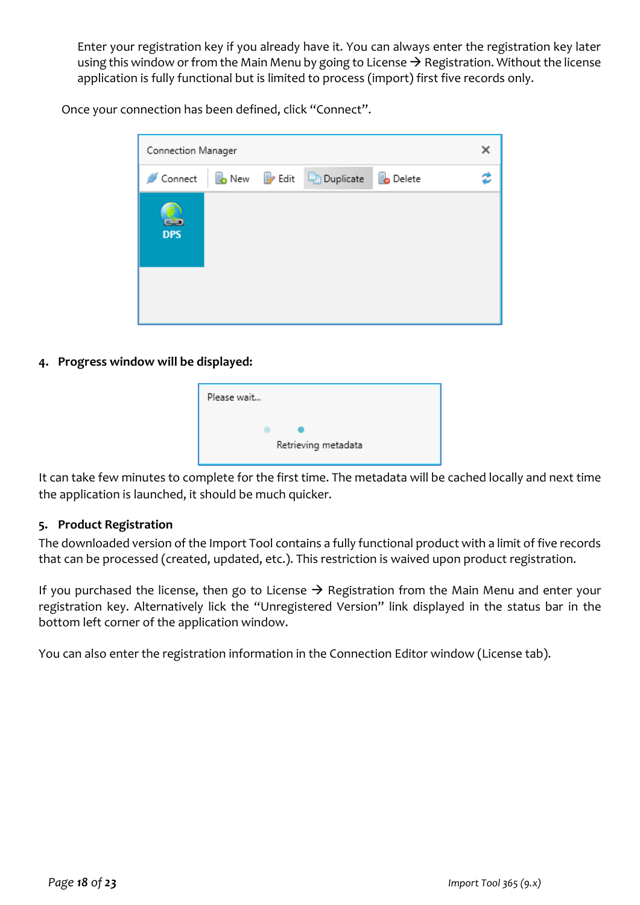Enter your registration key if you already have it. You can always enter the registration key later using this window or from the Main Menu by going to License → Registration. Without the license application is fully functional but is limited to process (import) first five records only.

Once your connection has been defined, click “Connect”.

4. **Progress window will be displayed:**

It can take few minutes to complete for the first time. The metadata will be cached locally and next time the application is launched, it should be much quicker.

5. **Product Registration**

The downloaded version of the Import Tool contains a fully functional product with a limit of five records that can be processed (created, updated, etc.). This restriction is waived upon product registration.

If you purchased the license, then go to License → Registration from the Main Menu and enter your registration key. Alternatively lick the “Unregistered Version” link displayed in the status bar in the bottom left corner of the application window.

You can also enter the registration information in the Connection Editor window (License tab).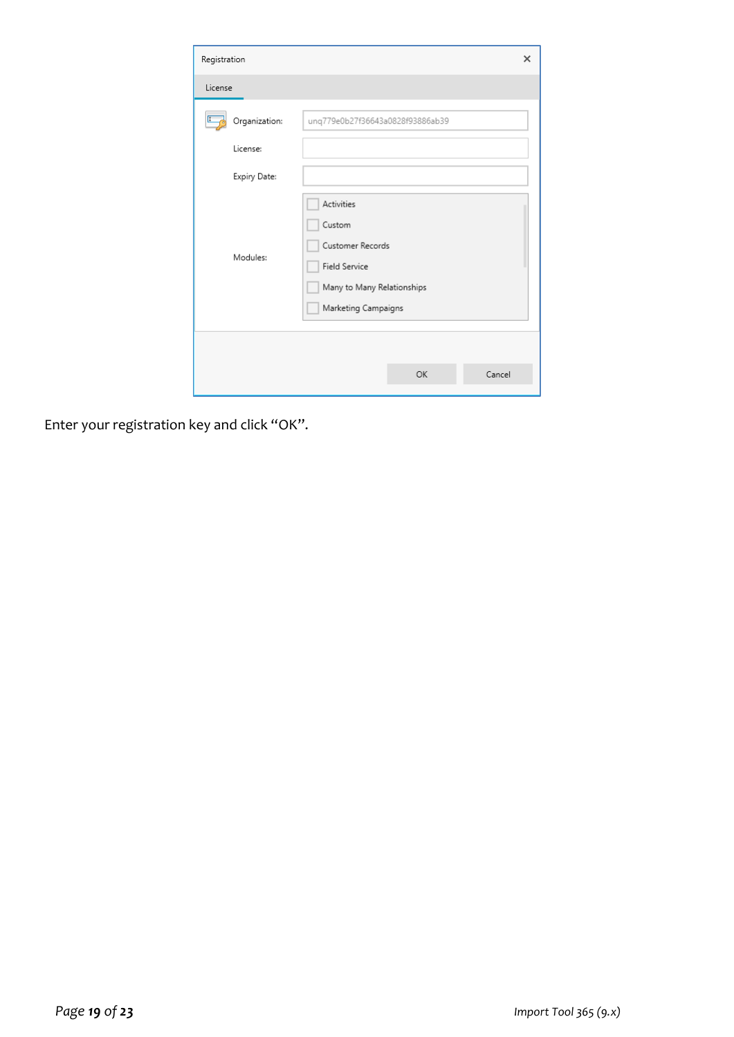Registration

License

Organization: unq779e0b27f36643a0828f93886ab39

License:

Expiry Date:

Modules:

- [ ] Activities
- [ ] Custom
- [ ] Customer Records
- [ ] Field Service
- [ ] Many to Many Relationships
- [ ] Marketing Campaigns

OK Cancel

Enter your registration key and click “OK”.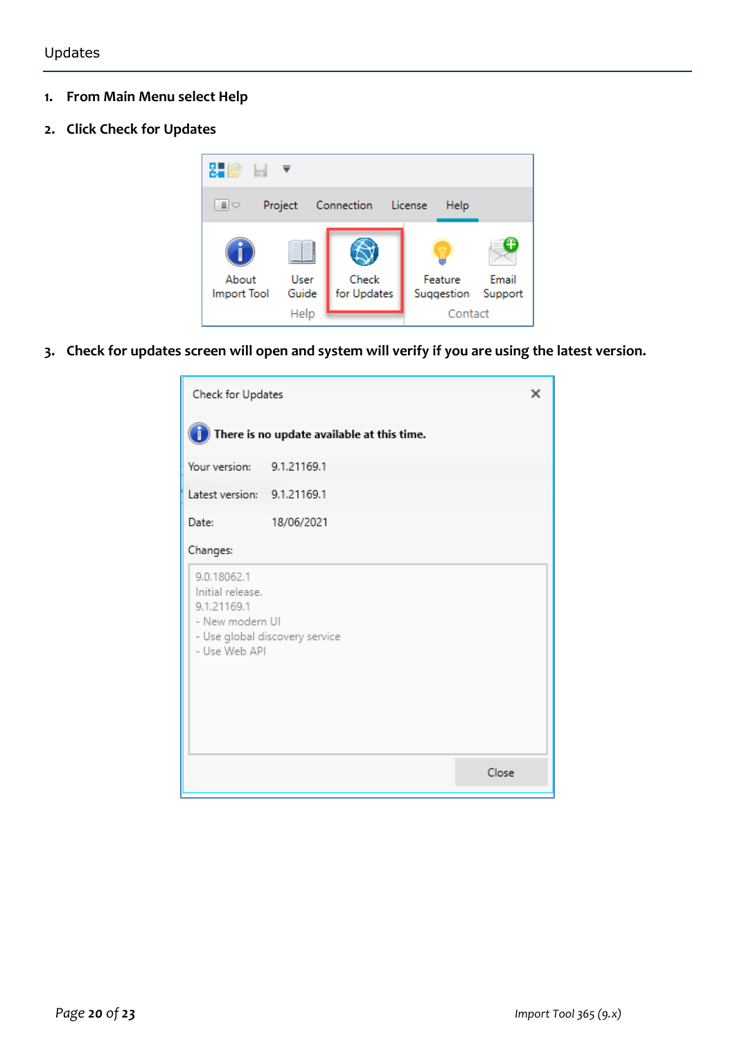1. **From Main Menu select Help**
2. **Click Check for Updates**
3. **Check for updates screen will open and system will verify if you are using the latest version.**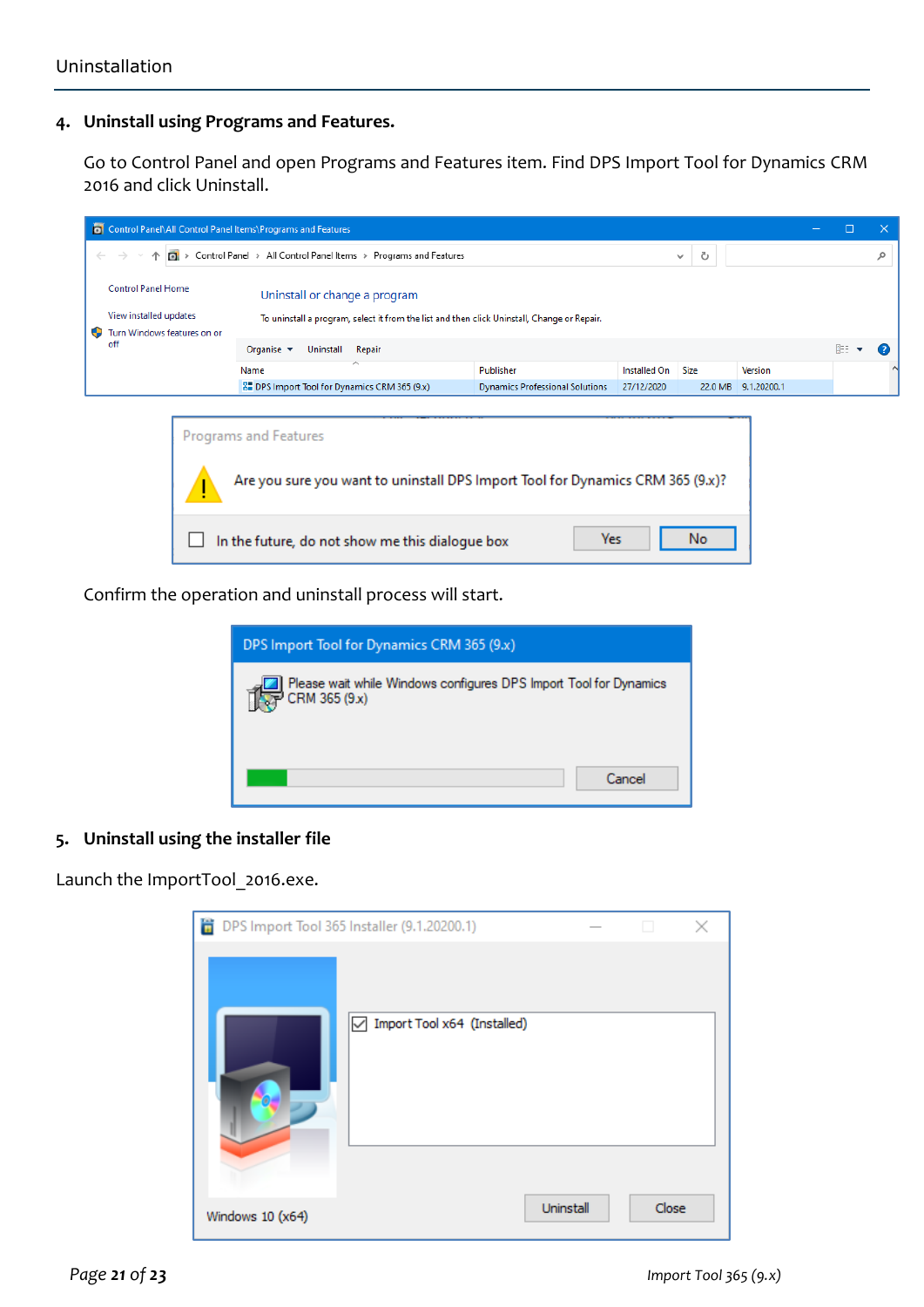4. **Uninstall using Programs and Features.**

   Go to Control Panel and open Programs and Features item. Find DPS Import Tool for Dynamics CRM 2016 and click Uninstall.

   Confirm the operation and uninstall process will start.

5. **Uninstall using the installer file**

Launch the ImportTool_2016.exe.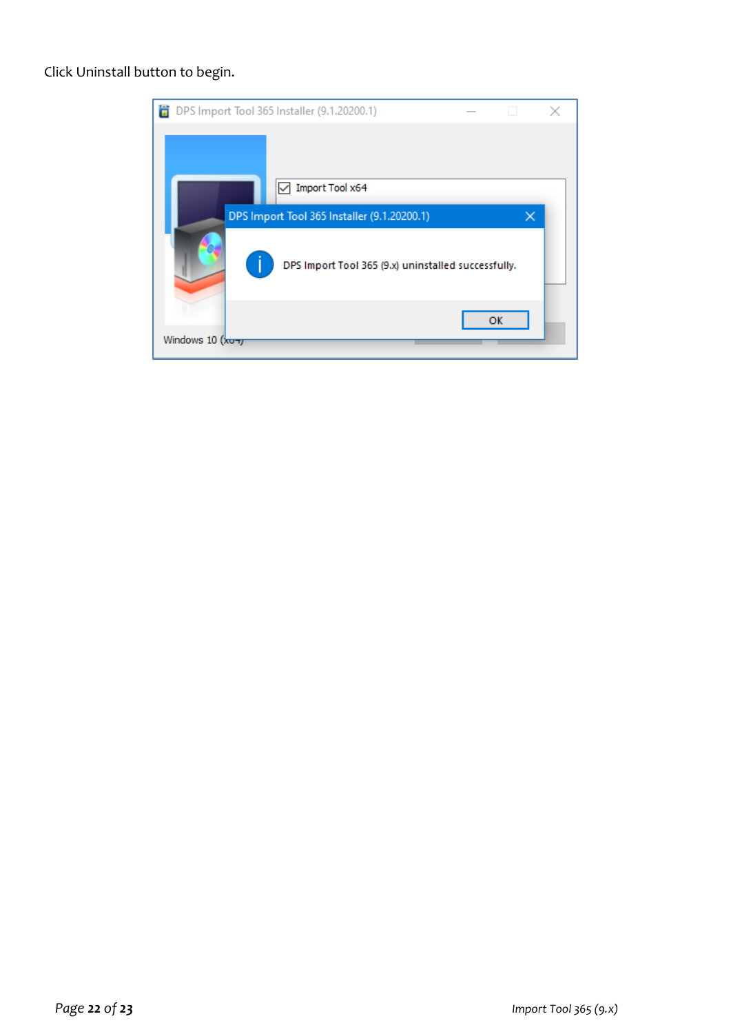Click Uninstall button to begin.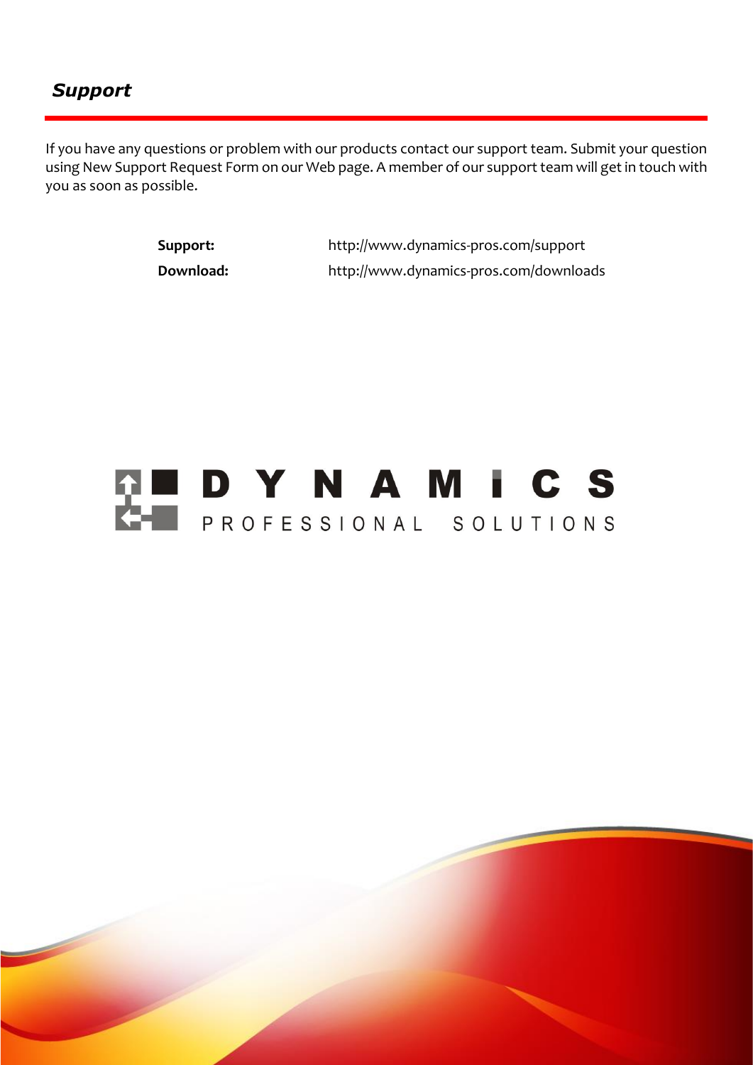## *Support*

If you have any questions or problem with our products contact our support team. Submit your question using New Support Request Form on our Web page. A member of our support team will get in touch with you as soon as possible.

| | |
|---|---|
| **Support:** | http://www.dynamics-pros.com/support |
| **Download:** | http://www.dynamics-pros.com/downloads |

DYNAMICS
PROFESSIONAL SOLUTIONS